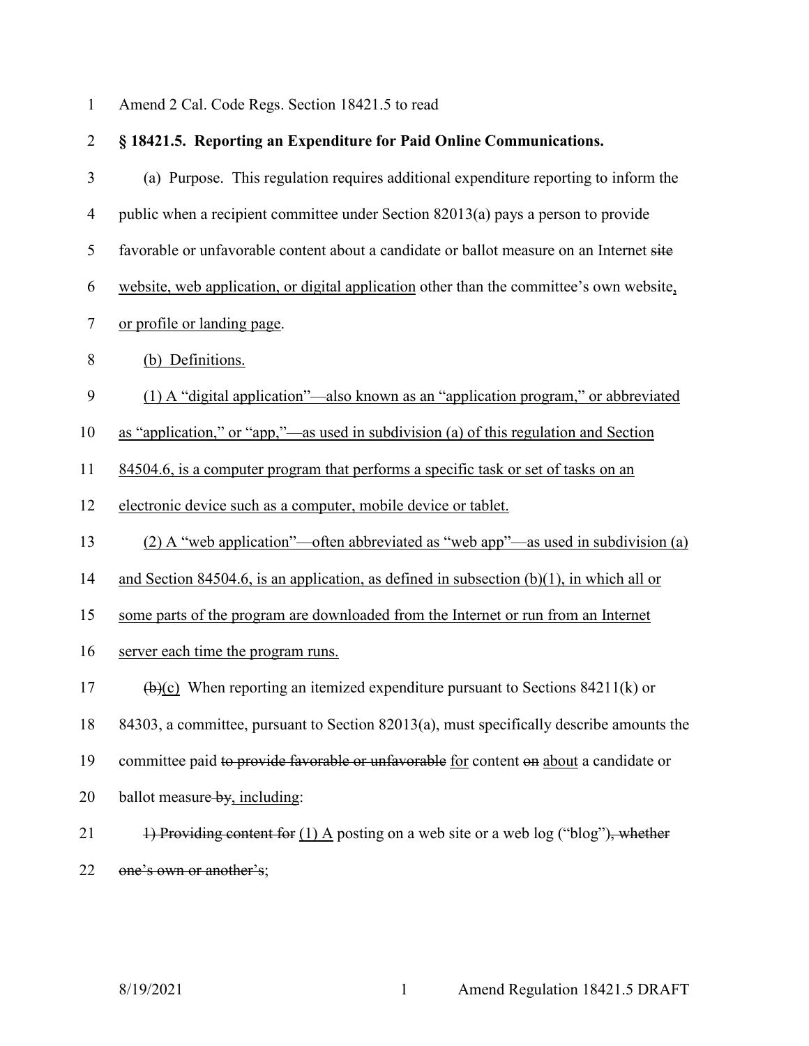Amend 2 Cal. Code Regs. Section 18421.5 to read

**§ 18421.5. Reporting an Expenditure for Paid Online Communications.**

(a) Purpose. This regulation requires additional expenditure reporting to inform the public when a recipient committee under Section 82013(a) pays a person to provide favorable or unfavorable content about a candidate or ballot measure on an Internet ~~site~~ <u>website, web application, or digital application</u> other than the committee's own website<u>, or profile or landing page</u>.

<u>(b) Definitions.</u>

<u>(1) A "digital application"—also known as an "application program," or abbreviated as "application," or "app,"—as used in subdivision (a) of this regulation and Section 84504.6, is a computer program that performs a specific task or set of tasks on an electronic device such as a computer, mobile device or tablet.</u>

<u>(2) A "web application"—often abbreviated as "web app"—as used in subdivision (a) and Section 84504.6, is an application, as defined in subsection (b)(1), in which all or some parts of the program are downloaded from the Internet or run from an Internet server each time the program runs.</u>

~~(b)~~<u>(c)</u> When reporting an itemized expenditure pursuant to Sections 84211(k) or 84303, a committee, pursuant to Section 82013(a), must specifically describe amounts the committee paid ~~to provide favorable or unfavorable~~ <u>for</u> content ~~on~~ <u>about</u> a candidate or ballot measure ~~by~~<u>, including</u>:

~~1) Providing content for~~ <u>(1) A</u> posting on a web site or a web log ("blog")~~, whether one's own or another's~~;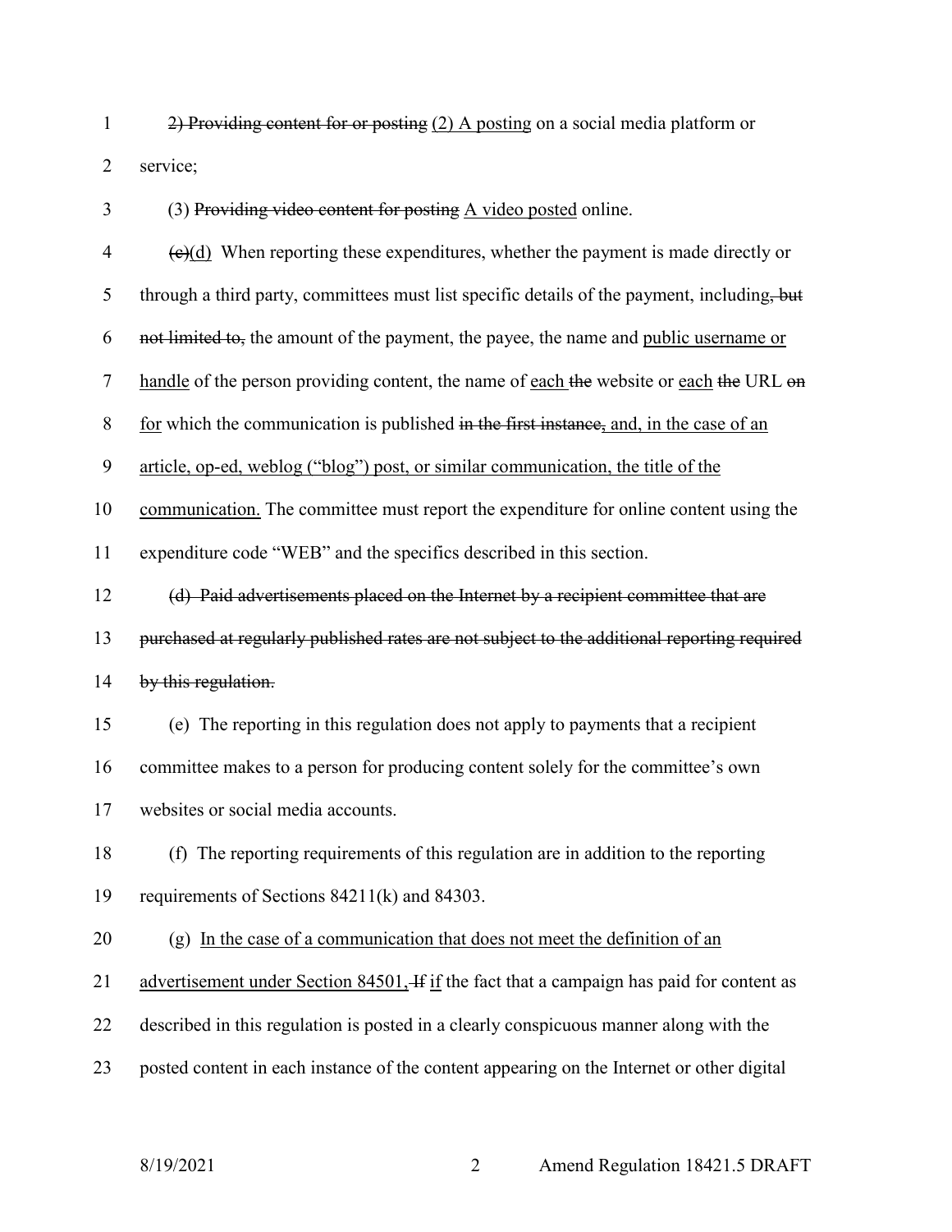~~2) Providing content for or posting~~ <u>(2) A posting</u> on a social media platform or service;

(3) ~~Providing video content for posting~~ <u>A video posted</u> online.

~~(c)~~<u>(d)</u> When reporting these expenditures, whether the payment is made directly or through a third party, committees must list specific details of the payment, including~~, but not limited to,~~ the amount of the payment, the payee, the name and <u>public username or handle</u> of the person providing content, the name of <u>each</u> ~~the~~ website or <u>each</u> ~~the~~ URL ~~on~~ <u>for</u> which the communication is published ~~in the first instance,~~ <u>and, in the case of an article, op-ed, weblog ("blog") post, or similar communication, the title of the communication.</u> The committee must report the expenditure for online content using the expenditure code "WEB" and the specifics described in this section.

~~(d) Paid advertisements placed on the Internet by a recipient committee that are purchased at regularly published rates are not subject to the additional reporting required by this regulation.~~

(e) The reporting in this regulation does not apply to payments that a recipient committee makes to a person for producing content solely for the committee's own websites or social media accounts.

(f) The reporting requirements of this regulation are in addition to the reporting requirements of Sections 84211(k) and 84303.

(g) <u>In the case of a communication that does not meet the definition of an advertisement under Section 84501,</u> ~~If~~ <u>if</u> the fact that a campaign has paid for content as described in this regulation is posted in a clearly conspicuous manner along with the posted content in each instance of the content appearing on the Internet or other digital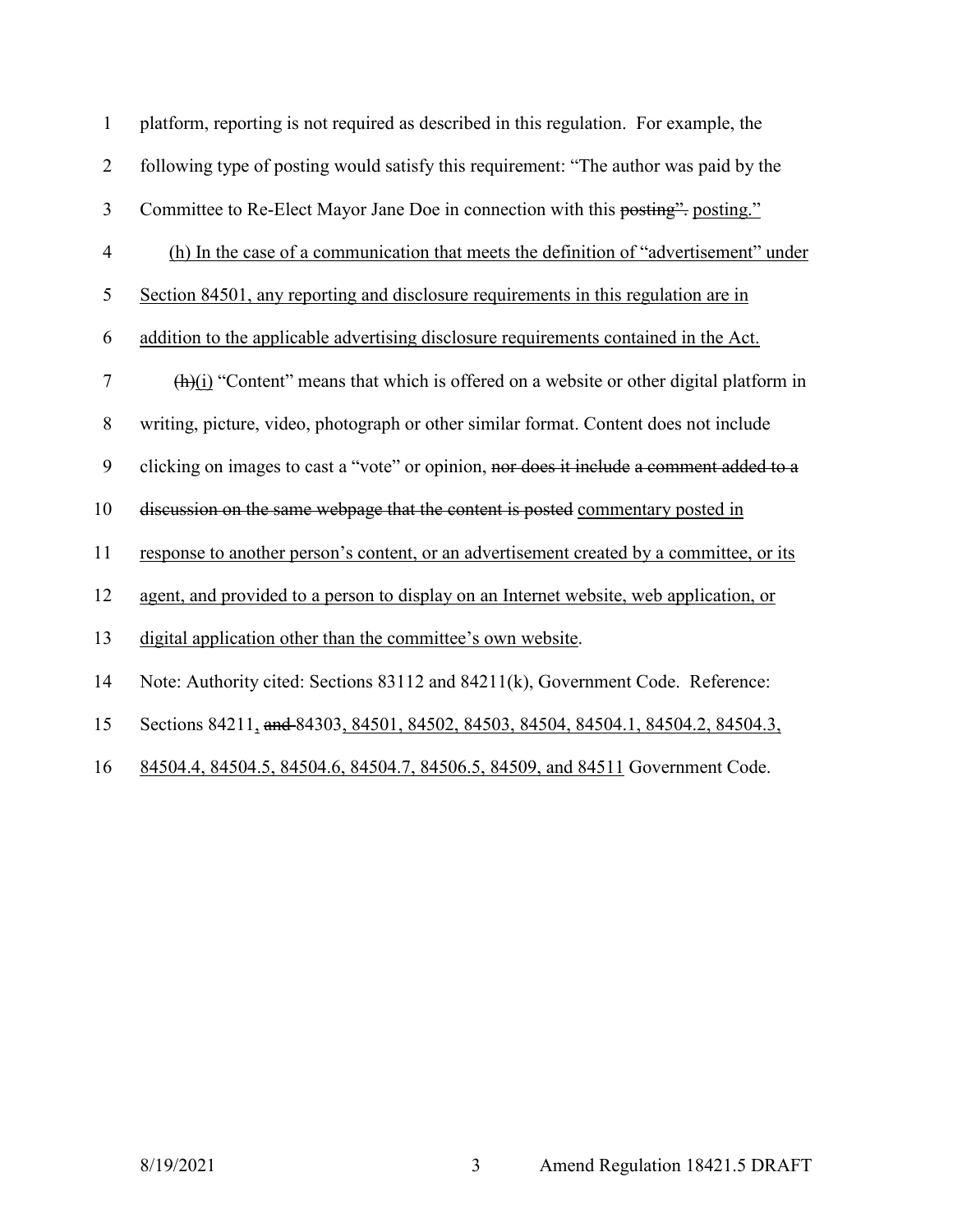platform, reporting is not required as described in this regulation. For example, the following type of posting would satisfy this requirement: "The author was paid by the Committee to Re-Elect Mayor Jane Doe in connection with this ~~posting".~~ <u>posting."</u>

<u>(h) In the case of a communication that meets the definition of "advertisement" under Section 84501, any reporting and disclosure requirements in this regulation are in addition to the applicable advertising disclosure requirements contained in the Act.</u>

~~(h)~~<u>(i)</u> "Content" means that which is offered on a website or other digital platform in writing, picture, video, photograph or other similar format. Content does not include clicking on images to cast a "vote" or opinion, ~~nor does it include a comment added to a discussion on the same webpage that the content is posted~~ <u>commentary posted in response to another person's content, or an advertisement created by a committee, or its agent, and provided to a person to display on an Internet website, web application, or digital application other than the committee's own website</u>.

Note: Authority cited: Sections 83112 and 84211(k), Government Code. Reference: Sections 84211<u>,</u> ~~and~~ 84303<u>, 84501, 84502, 84503, 84504, 84504.1, 84504.2, 84504.3, 84504.4, 84504.5, 84504.6, 84504.7, 84506.5, 84509, and 84511</u> Government Code.